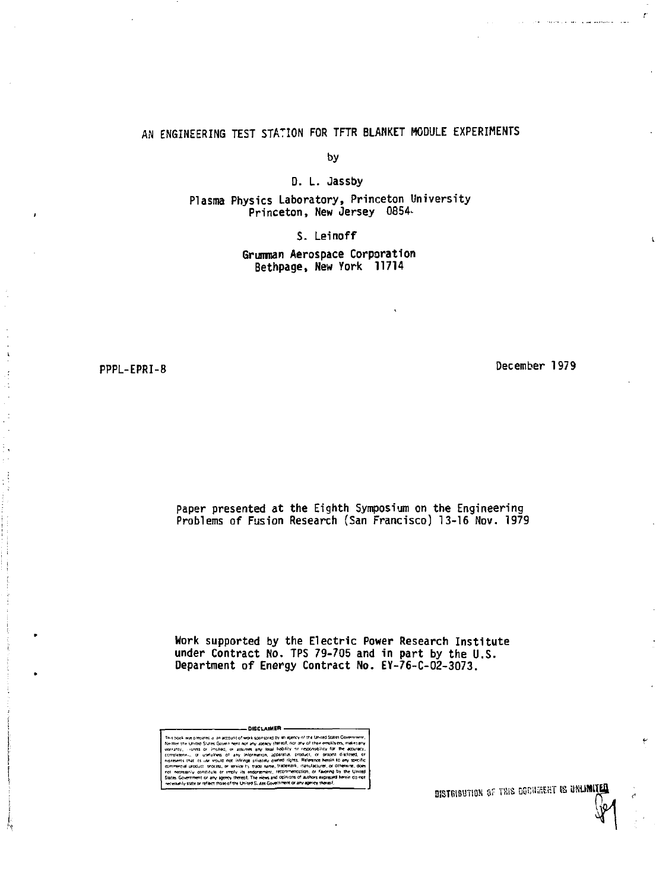# AN ENGINEERING TEST STATION FOR TFTR BLANKET MODULE EXPERIMENTS

by

D. L. Jassby

Plasma Physics Laboratory, Princeton University
Princeton, New Jersey 0854-

S. Leinoff

Grumman Aerospace Corporation
Bethpage, New York 11714

PPPL-EPRI-8

December 1979

Paper presented at the Eighth Symposium on the Engineering Problems of Fusion Research (San Francisco) 13-16 Nov. 1979

Work supported by the Electric Power Research Institute under Contract No. TPS 79-705 and in part by the U.S. Department of Energy Contract No. EY-76-C-02-3073.

DISCLAIMER

This book was prepared as an account of work sponsored by an agency of the United States Government. Neither the United States Government nor any agency thereof, nor any of their employees, makes any warranty, express or implied, or assumes any legal liability or responsibility for the accuracy, completeness, or usefulness of any information, apparatus, product, or process disclosed, or represents that its use would not infringe privately owned rights. Reference herein to any specific commercial product, process, or service by trade name, trademark, manufacturer, or otherwise, does not necessarily constitute or imply its endorsement, recommendation, or favoring by the United States Government or any agency thereof. The views and opinions of authors expressed herein do not necessarily state or reflect those of the United States Government or any agency thereof.

DISTRIBUTION OF THIS DOCUMENT IS UNLIMITED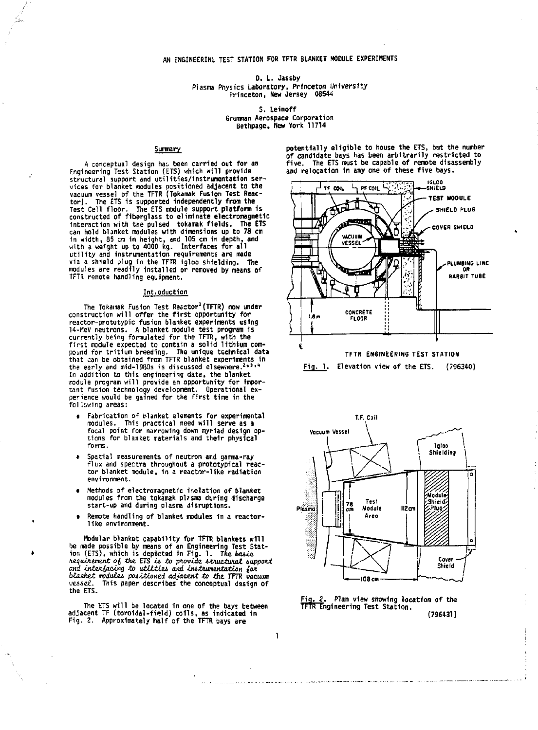# AN ENGINEERING TEST STATION FOR TFTR BLANKET MODULE EXPERIMENTS

D. L. Jassby
Plasma Physics Laboratory, Princeton University
Princeton, New Jersey 08544

S. Leinoff
Grumman Aerospace Corporation
Bethpage, New York 11714

## Summary

A conceptual design has been carried out for an Engineering Test Station (ETS) which will provide structural support and utilities/instrumentation services for blanket modules positioned adjacent to the vacuum vessel of the TFTR (Tokamak Fusion Test Reactor). The ETS is supported independently from the Test Cell floor. The ETS module support platform is constructed of fiberglass to eliminate electromagnetic interaction with the pulsed tokamak fields. The ETS can hold blanket modules with dimensions up to 78 cm in width, 85 cm in height, and 105 cm in depth, and with a weight up to 4000 kg. Interfaces for all utility and instrumentation requirements are made via a shield plug in the TFTR igloo shielding. The modules are readily installed or removed by means of TFTR remote handling equipment.

## Introduction

The Tokamak Fusion Test Reactor[1] (TFTR) now under construction will offer the first opportunity for reactor-prototypic fusion blanket experiments using 14-MeV neutrons. A blanket module test program is currently being formulated for the TFTR, with the first module expected to contain a solid lithium compound for tritium breeding. The unique technical data that can be obtained from TFTR blanket experiments in the early and mid-1980s is discussed elsewhere.[2,3,4] In addition to this engineering data, the blanket module program will provide an opportunity for important fusion technology development. Operational experience would be gained for the first time in the following areas:

- Fabrication of blanket elements for experimental modules. This practical need will serve as a focal point for narrowing down myriad design options for blanket materials and their physical forms.
- Spatial measurements of neutron and gamma-ray flux and spectra throughout a prototypical reactor blanket module, in a reactor-like radiation environment.
- Methods of electromagnetic isolation of blanket modules from the tokamak plasma during discharge start-up and during plasma disruptions.
- Remote handling of blanket modules in a reactor-like environment.

Modular blanket capability for TFTR blankets will be made possible by means of an Engineering Test Station (ETS), which is depicted in Fig. 1. *The basic requirement of the ETS is to provide structural support and interfacing to utilities and instrumentation for blanket modules positioned adjacent to the TFTR vacuum vessel.* This paper describes the conceptual design of the ETS.

The ETS will be located in one of the bays between adjacent TF (toroidal-field) coils, as indicated in Fig. 2. Approximately half of the TFTR bays are potentially eligible to house the ETS, but the number of candidate bays has been arbitrarily restricted to five. The ETS must be capable of remote disassembly and relocation in any one of these five bays.

TFTR ENGINEERING TEST STATION

Fig. 1. Elevation view of the ETS. (796340)

Fig. 2. Plan view showing location of the TFTR Engineering Test Station. (796431)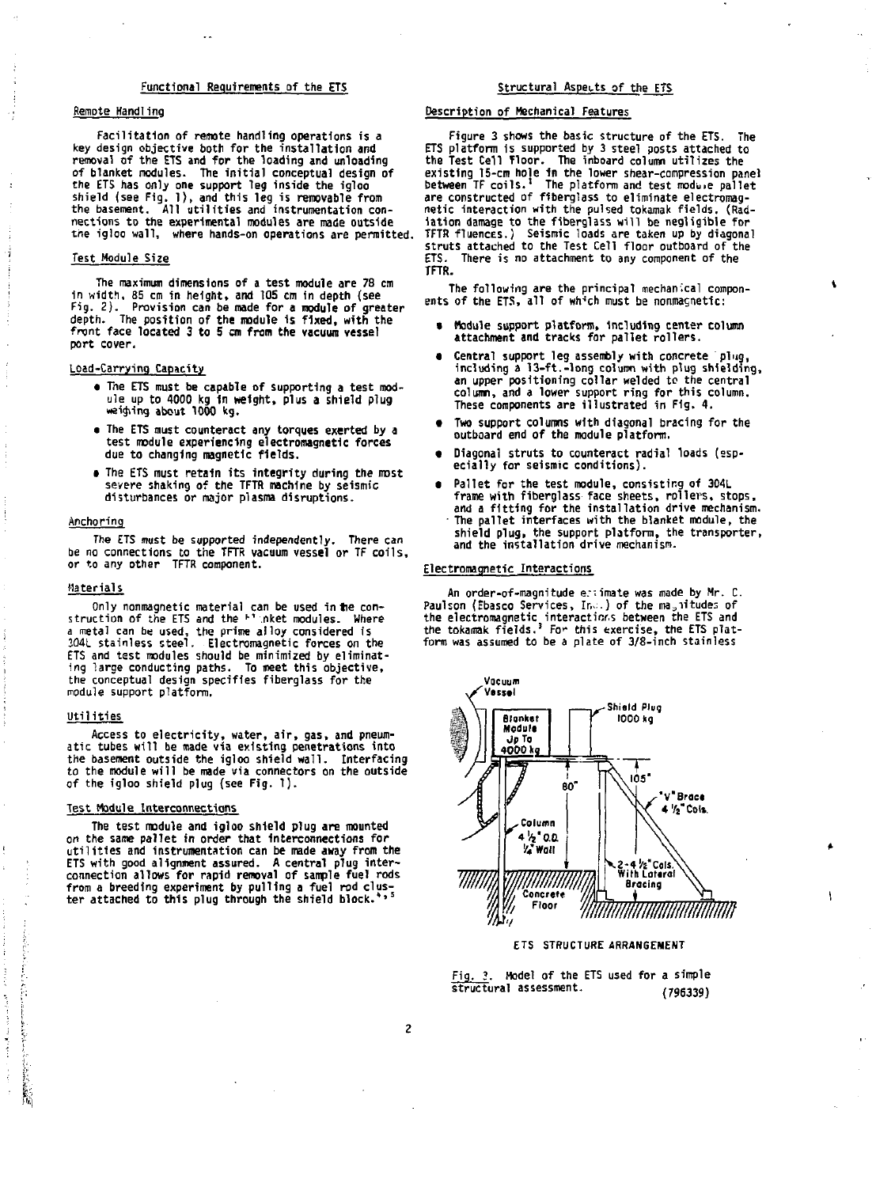## Functional Requirements of the ETS

### Remote Handling

Facilitation of remote handling operations is a key design objective both for the installation and removal of the ETS and for the loading and unloading of blanket modules. The initial conceptual design of the ETS has only one support leg inside the igloo shield (see Fig. 1), and this leg is removable from the basement. All utilities and instrumentation connections to the experimental modules are made outside the igloo wall, where hands-on operations are permitted.

### Test Module Size

The maximum dimensions of a test module are 78 cm in width, 85 cm in height, and 105 cm in depth (see Fig. 2). Provision can be made for a module of greater depth. The position of the module is fixed, with the front face located 3 to 5 cm from the vacuum vessel port cover.

### Load-Carrying Capacity

- The ETS must be capable of supporting a test module up to 4000 kg in weight, plus a shield plug weighing about 1000 kg.
- The ETS must counteract any torques exerted by a test module experiencing electromagnetic forces due to changing magnetic fields.
- The ETS must retain its integrity during the most severe shaking of the TFTR machine by seismic disturbances or major plasma disruptions.

### Anchoring

The ETS must be supported independently. There can be no connections to the TFTR vacuum vessel or TF coils, or to any other TFTR component.

### Materials

Only nonmagnetic material can be used in the construction of the ETS and the blanket modules. Where a metal can be used, the prime alloy considered is 304L stainless steel. Electromagnetic forces on the ETS and test modules should be minimized by eliminating large conducting paths. To meet this objective, the conceptual design specifies fiberglass for the module support platform.

### Utilities

Access to electricity, water, air, gas, and pneumatic tubes will be made via existing penetrations into the basement outside the igloo shield wall. Interfacing to the module will be made via connectors on the outside of the igloo shield plug (see Fig. 1).

### Test Module Interconnections

The test module and igloo shield plug are mounted on the same pallet in order that interconnections for utilities and instrumentation can be made away from the ETS with good alignment assured. A central plug interconnection allows for rapid removal of sample fuel rods from a breeding experiment by pulling a fuel rod cluster attached to this plug through the shield block.[4,5]

## Structural Aspects of the ETS

### Description of Mechanical Features

Figure 3 shows the basic structure of the ETS. The ETS platform is supported by 3 steel posts attached to the Test Cell floor. The inboard column utilizes the existing 15-cm hole in the lower shear-compression panel between TF coils.[1] The platform and test module pallet are constructed of fiberglass to eliminate electromagnetic interaction with the pulsed tokamak fields. (Radiation damage to the fiberglass will be negligible for TFTR fluences.) Seismic loads are taken up by diagonal struts attached to the Test Cell floor outboard of the ETS. There is no attachment to any component of the TFTR.

The following are the principal mechanical components of the ETS, all of which must be nonmagnetic:

- Module support platform, including center column attachment and tracks for pallet rollers.
- Central support leg assembly with concrete plug, including a 13-ft.-long column with plug shielding, an upper positioning collar welded to the central column, and a lower support ring for this column. These components are illustrated in Fig. 4.
- Two support columns with diagonal bracing for the outboard end of the module platform.
- Diagonal struts to counteract radial loads (especially for seismic conditions).
- Pallet for the test module, consisting of 304L frame with fiberglass face sheets, rollers, stops, and a fitting for the installation drive mechanism. The pallet interfaces with the blanket module, the shield plug, the support platform, the transporter, and the installation drive mechanism.

### Electromagnetic Interactions

An order-of-magnitude estimate was made by Mr. C. Paulson (Ebasco Services, Inc.) of the magnitudes of the electromagnetic interactions between the ETS and the tokamak fields.[3] For this exercise, the ETS platform was assumed to be a plate of 3/8-inch stainless

ETS STRUCTURE ARRANGEMENT

Fig. 3. Model of the ETS used for a simple structural assessment. (796339)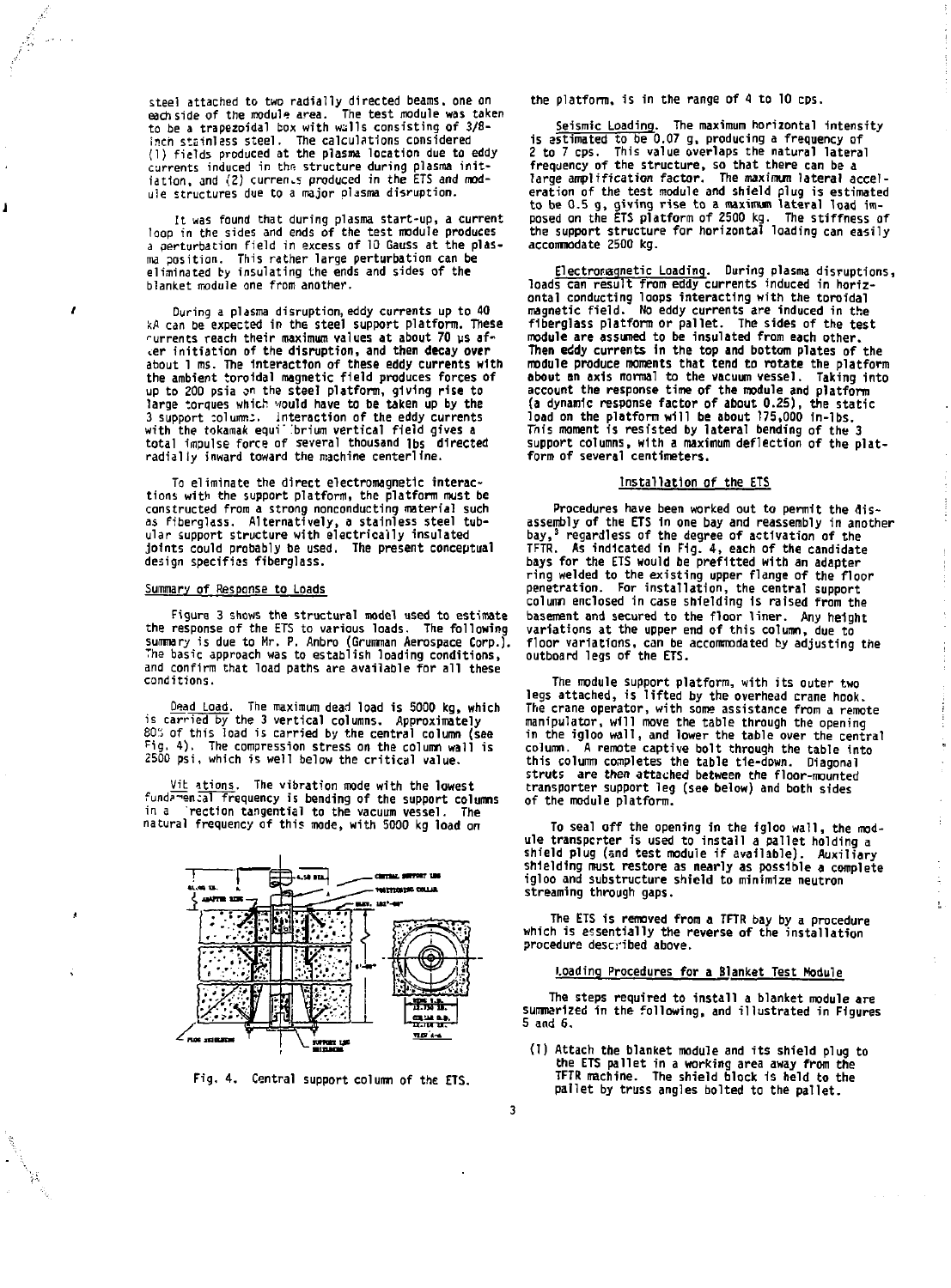steel attached to two radially directed beams, one on each side of the module area. The test module was taken to be a trapezoidal box with walls consisting of 3/8-inch stainless steel. The calculations considered (1) fields produced at the plasma location due to eddy currents induced in the structure during plasma initiation, and (2) currents produced in the ETS and module structures due to a major plasma disruption.

It was found that during plasma start-up, a current loop in the sides and ends of the test module produces a perturbation field in excess of 10 Gauss at the plasma position. This rather large perturbation can be eliminated by insulating the ends and sides of the blanket module one from another.

During a plasma disruption, eddy currents up to 40 kA can be expected in the steel support platform. These currents reach their maximum values at about 70 μs after initiation of the disruption, and then decay over about 1 ms. The interaction of these eddy currents with the ambient toroidal magnetic field produces forces of up to 200 psia on the steel platform, giving rise to large torques which would have to be taken up by the 3 support columns. Interaction of the eddy currents with the tokamak equilibrium vertical field gives a total impulse force of several thousand lbs directed radially inward toward the machine centerline.

To eliminate the direct electromagnetic interactions with the support platform, the platform must be constructed from a strong nonconducting material such as fiberglass. Alternatively, a stainless steel tubular support structure with electrically insulated joints could probably be used. The present conceptual design specifies fiberglass.

## Summary of Response to Loads

Figure 3 shows the structural model used to estimate the response of the ETS to various loads. The following summary is due to Mr. P. Ambro (Grumman Aerospace Corp.). The basic approach was to establish loading conditions, and confirm that load paths are available for all these conditions.

Dead Load. The maximum dead load is 5000 kg, which is carried by the 3 vertical columns. Approximately 80% of this load is carried by the central column (see Fig. 4). The compression stress on the column wall is 2500 psi, which is well below the critical value.

Vibrations. The vibration mode with the lowest fundamental frequency is bending of the support columns in a direction tangential to the vacuum vessel. The natural frequency of this mode, with 5000 kg load on the platform, is in the range of 4 to 10 cps.

Fig. 4. Central support column of the ETS.

Seismic Loading. The maximum horizontal intensity is estimated to be 0.07 g, producing a frequency of 2 to 7 cps. This value overlaps the natural lateral frequency of the structure, so that there can be a large amplification factor. The maximum lateral acceleration of the test module and shield plug is estimated to be 0.5 g, giving rise to a maximum lateral load imposed on the ETS platform of 2500 kg. The stiffness of the support structure for horizontal loading can easily accommodate 2500 kg.

Electromagnetic Loading. During plasma disruptions, loads can result from eddy currents induced in horizontal conducting loops interacting with the toroidal magnetic field. No eddy currents are induced in the fiberglass platform or pallet. The sides of the test module are assumed to be insulated from each other. Then eddy currents in the top and bottom plates of the module produce moments that tend to rotate the platform about an axis normal to the vacuum vessel. Taking into account the response time of the module and platform (a dynamic response factor of about 0.25), the static load on the platform will be about 175,000 in-lbs. This moment is resisted by lateral bending of the 3 support columns, with a maximum deflection of the platform of several centimeters.

## Installation of the ETS

Procedures have been worked out to permit the disassembly of the ETS in one bay and reassembly in another bay,[3] regardless of the degree of activation of the TFTR. As indicated in Fig. 4, each of the candidate bays for the ETS would be prefitted with an adapter ring welded to the existing upper flange of the floor penetration. For installation, the central support column enclosed in case shielding is raised from the basement and secured to the floor liner. Any height variations at the upper end of this column, due to floor variations, can be accommodated by adjusting the outboard legs of the ETS.

The module support platform, with its outer two legs attached, is lifted by the overhead crane hook. The crane operator, with some assistance from a remote manipulator, will move the table through the opening in the igloo wall, and lower the table over the central column. A remote captive bolt through the table into this column completes the table tie-down. Diagonal struts are then attached between the floor-mounted transporter support leg (see below) and both sides of the module platform.

To seal off the opening in the igloo wall, the module transporter is used to install a pallet holding a shield plug (and test module if available). Auxiliary shielding must restore as nearly as possible a complete igloo and substructure shield to minimize neutron streaming through gaps.

The ETS is removed from a TFTR bay by a procedure which is essentially the reverse of the installation procedure described above.

## Loading Procedures for a Blanket Test Module

The steps required to install a blanket module are summarized in the following, and illustrated in Figures 5 and 6.

(1) Attach the blanket module and its shield plug to the ETS pallet in a working area away from the TFTR machine. The shield block is held to the pallet by truss angles bolted to the pallet.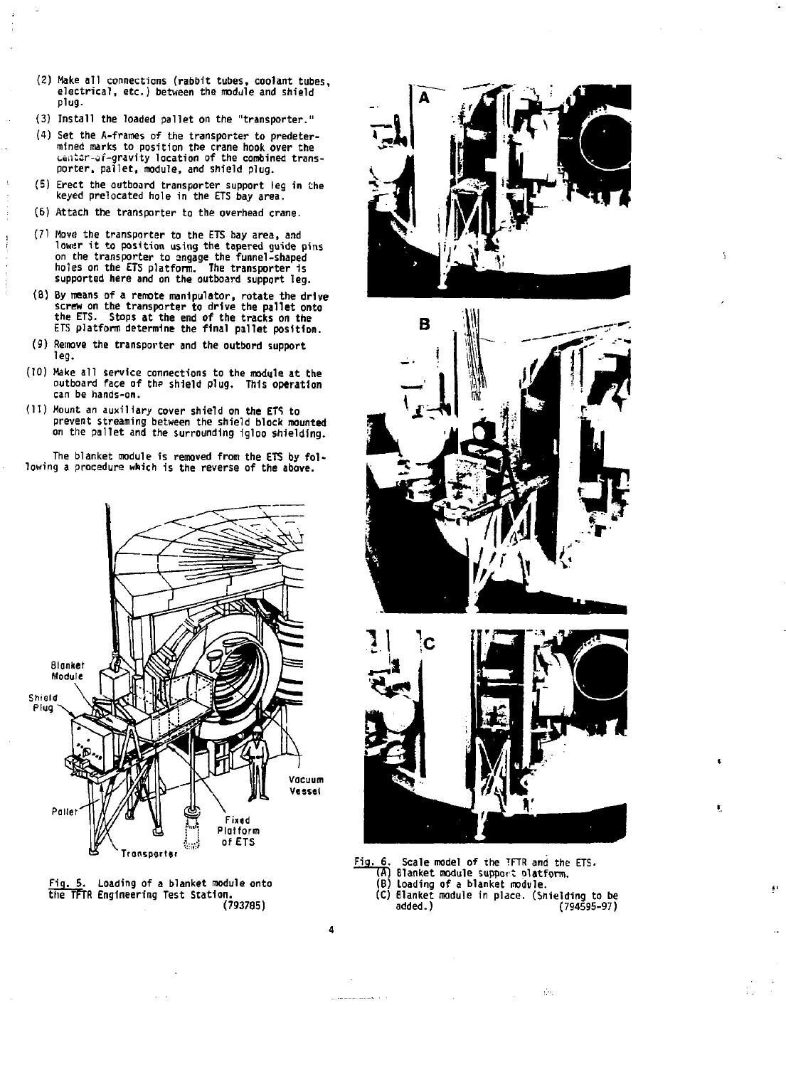(2) Make all connections (rabbit tubes, coolant tubes, electrical, etc.) between the module and shield plug.

(3) Install the loaded pallet on the "transporter."

(4) Set the A-frames of the transporter to predetermined marks to position the crane hook over the center-of-gravity location of the combined transporter, pallet, module, and shield plug.

(5) Erect the outboard transporter support leg in the keyed prelocated hole in the ETS bay area.

(6) Attach the transporter to the overhead crane.

(7) Move the transporter to the ETS bay area, and lower it to position using the tapered guide pins on the transporter to engage the funnel-shaped holes on the ETS platform. The transporter is supported here and on the outboard support leg.

(8) By means of a remote manipulator, rotate the drive screw on the transporter to drive the pallet onto the ETS. Stops at the end of the tracks on the ETS platform determine the final pallet position.

(9) Remove the transporter and the outbord support leg.

(10) Make all service connections to the module at the outboard face of the shield plug. This operation can be hands-on.

(11) Mount an auxiliary cover shield on the ETS to prevent streaming between the shield block mounted on the pallet and the surrounding igloo shielding.

The blanket module is removed from the ETS by following a procedure which is the reverse of the above.

Fig. 5. Loading of a blanket module onto the TFTR Engineering Test Station. (793785)

Fig. 6. Scale model of the TFTR and the ETS.
(A) Blanket module support platform.
(B) Loading of a blanket module.
(C) Blanket module in place. (Shielding to be added.) (794595-97)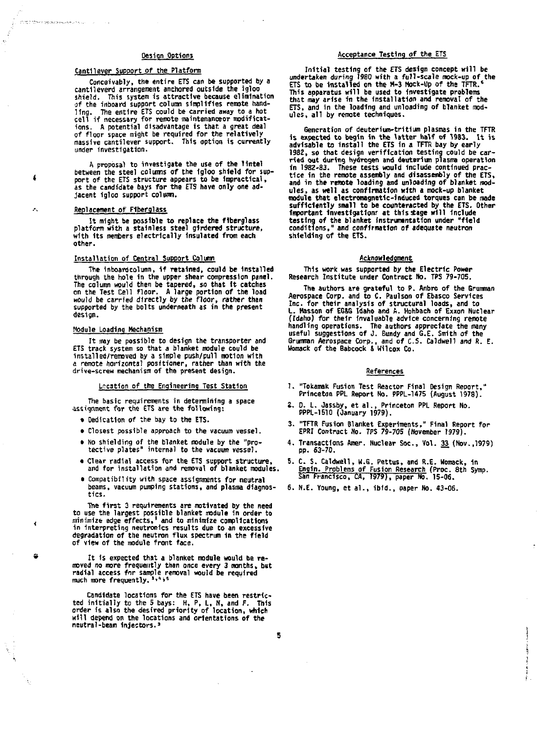## Design Options

### Cantilever Support of the Platform

Conceivably, the entire ETS can be supported by a cantileverd arrangement anchored outside the igloo shield. This system is attractive because elimination of the inboard support column simplifies remote handling. The entire ETS could be carried away to a hot cell if necessary for remote maintenanceor modifications. A potential disadvantage is that a great deal of floor space might be required for the relatively massive cantilever support. This option is currently under investigation.

A proposal to investigate the use of the lintel between the steel columns of the igloo shield for support of the ETS structure appears to be impractical, as the candidate bays for the ETS have only one adjacent igloo support column.

### Replacement of Fiberglass

It might be possible to replace the fiberglass platform with a stainless steel girdered structure, with its members electrically insulated from each other.

### Installation of Central Support Column

The inboardcolumn, if retained, could be installed through the hole in the upper shear compression panel. The column would then be tapered, so that it catches on the Test Cell floor. A large portion of the load would be carried directly by the floor, rather than supported by the bolts underneath as in the present design.

### Module Loading Mechanism

It may be possible to design the transporter and ETS track system so that a blanket module could be installed/removed by a simple push/pull motion with a remote horizontal positioner, rather than with the drive-screw mechanism of the present design.

## Location of the Engineering Test Station

The basic requirements in determining a space assignment for the ETS are the following:

- Dedication of the bay to the ETS.
- Closest possible approach to the vacuum vessel.
- No shielding of the blanket module by the "protective plates" internal to the vacuum vessel.
- Clear radial access for the ETS support structure, and for installation and removal of blanket modules.
- Compatibility with space assignments for neutral beams, vacuum pumping stations, and plasma diagnostics.

The first 3 requirements are motivated by the need to use the largest possible blanket module in order to minimize edge effects,[1] and to minimize complications in interpreting neutronics results due to an excessive degradation of the neutron flux spectrum in the field of view of the module front face.

It is expected that a blanket module would be removed no more frequently than once every 3 months, but radial access for sample removal would be required much more frequently.[3,4,5]

Candidate locations for the ETS have been restricted initially to the 5 bays: H, P, L, N, and F. This order is also the desired priority of location, which will depend on the locations and orientations of the neutral-beam injectors.[3]

## Acceptance Testing of the ETS

Initial testing of the ETS design concept will be undertaken during 1980 with a full-scale mock-up of the ETS to be installed on the M-3 Mock-Up of the TFTR.[6] This apparatus will be used to investigate problems that may arise in the installation and removal of the ETS, and in the loading and unloading of blanket modules, all by remote techniques.

Generation of deuterium-tritium plasmas in the TFTR is expected to begin in the latter half of 1983. It is advisable to install the ETS in a TFTR bay by early 1982, so that design verification testing could be carried out during hydrogen and deuterium plasma operation in 1982-83. These tests would include continued practice in the remote assembly and disassembly of the ETS, and in the remote loading and unloading of blanket modules, as well as confirmation with a mock-up blanket module that electromagnetic-induced torques can be made sufficiently small to be counteracted by the ETS. Other important investigations at this stage will include testing of the blanket instrumentation under "field conditions," and confirmation of adequate neutron shielding of the ETS.

## Acknowledgment

This work was supported by the Electric Power Research Institute under Contract No. TPS 79-705.

The authors are grateful to P. Anbro of the Grumman Aerospace Corp. and to C. Paulson of Ebasco Services Inc. for their analysis of structural loads, and to L. Masson of EG&G Idaho and A. Hohbach of Exxon Nuclear (Idaho) for their invaluable advice concerning remote handling operations. The authors appreciate the many useful suggestions of J. Bundy and G.E. Smith of the Grumman Aerospace Corp., and of C.S. Caldwell and R. E. Womack of the Babcock & Wilcox Co.

## References

1. "Tokamak Fusion Test Reactor Final Design Report," Princeton PPL Report No. PPPL-1475 (August 1978).
2. D. L. Jassby, et al., Princeton PPL Report No. PPPL-1510 (January 1979).
3. "TFTR Fusion Blanket Experiments," Final Report for EPRI Contract No. TPS 79-705 (November 1979).
4. Transactions Amer. Nuclear Soc., Vol. 33 (Nov.,1979) pp. 63-70.
5. C. S. Caldwell, W.G. Pettus, and R.E. Womack, in Engin. Problems of Fusion Research (Proc. 8th Symp. San Francisco, CA, 1979), paper No. 15-06.
6. N.E. Young, et al., ibid., paper No. 43-06.